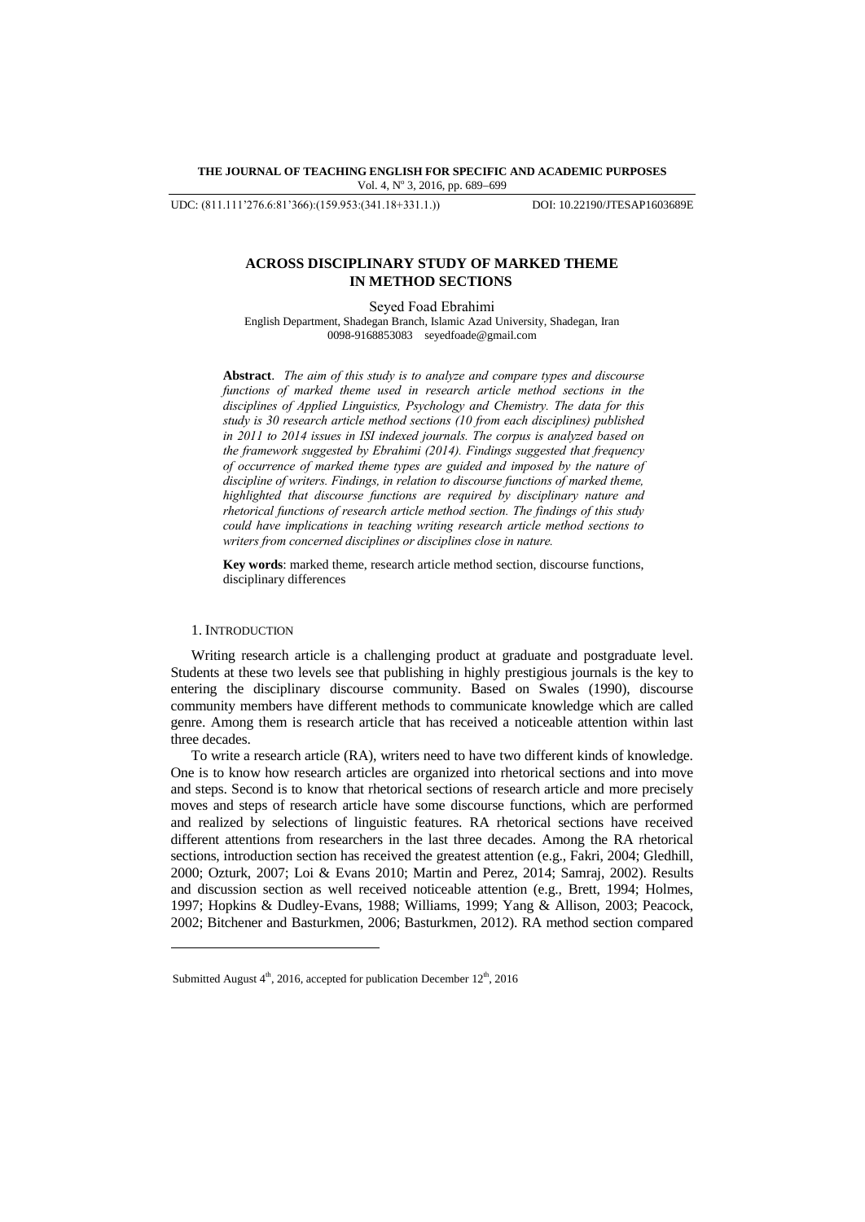UDC: (811.111'276.6:81'366):(159.953:(341.18+331.1.)) DOI: 10.22190/JTESAP1603689E

# ACROSS DISCIPLINARY STUDY OF MARKED THEME IN METHOD SECTIONS

Seyed Foad Ebrahimi

English Department, Shadegan Branch, Islamic Azad University, Shadegan, Iran
0098-9168853083 seyedfoade@gmail.com

**Abstract**. *The aim of this study is to analyze and compare types and discourse functions of marked theme used in research article method sections in the disciplines of Applied Linguistics, Psychology and Chemistry. The data for this study is 30 research article method sections (10 from each disciplines) published in 2011 to 2014 issues in ISI indexed journals. The corpus is analyzed based on the framework suggested by Ebrahimi (2014). Findings suggested that frequency of occurrence of marked theme types are guided and imposed by the nature of discipline of writers. Findings, in relation to discourse functions of marked theme, highlighted that discourse functions are required by disciplinary nature and rhetorical functions of research article method section. The findings of this study could have implications in teaching writing research article method sections to writers from concerned disciplines or disciplines close in nature.*

**Key words**: marked theme, research article method section, discourse functions, disciplinary differences

## 1. Introduction

Writing research article is a challenging product at graduate and postgraduate level. Students at these two levels see that publishing in highly prestigious journals is the key to entering the disciplinary discourse community. Based on Swales (1990), discourse community members have different methods to communicate knowledge which are called genre. Among them is research article that has received a noticeable attention within last three decades.

To write a research article (RA), writers need to have two different kinds of knowledge. One is to know how research articles are organized into rhetorical sections and into move and steps. Second is to know that rhetorical sections of research article and more precisely moves and steps of research article have some discourse functions, which are performed and realized by selections of linguistic features. RA rhetorical sections have received different attentions from researchers in the last three decades. Among the RA rhetorical sections, introduction section has received the greatest attention (e.g., Fakri, 2004; Gledhill, 2000; Ozturk, 2007; Loi & Evans 2010; Martin and Perez, 2014; Samraj, 2002). Results and discussion section as well received noticeable attention (e.g., Brett, 1994; Holmes, 1997; Hopkins & Dudley-Evans, 1988; Williams, 1999; Yang & Allison, 2003; Peacock, 2002; Bitchener and Basturkmen, 2006; Basturkmen, 2012). RA method section compared

---

Submitted August 4[th], 2016, accepted for publication December 12[th], 2016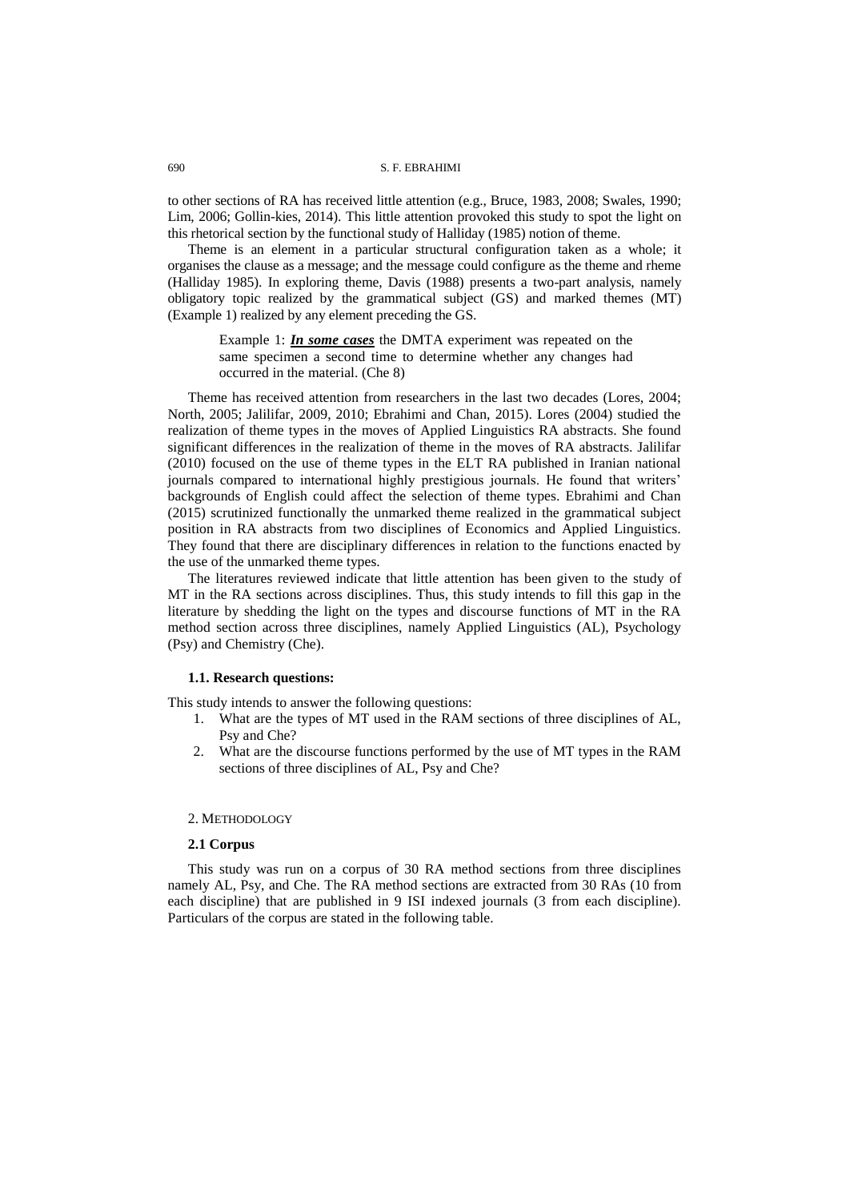to other sections of RA has received little attention (e.g., Bruce, 1983, 2008; Swales, 1990; Lim, 2006; Gollin-kies, 2014). This little attention provoked this study to spot the light on this rhetorical section by the functional study of Halliday (1985) notion of theme.

Theme is an element in a particular structural configuration taken as a whole; it organises the clause as a message; and the message could configure as the theme and rheme (Halliday 1985). In exploring theme, Davis (1988) presents a two-part analysis, namely obligatory topic realized by the grammatical subject (GS) and marked themes (MT) (Example 1) realized by any element preceding the GS.

> Example 1: ***In some cases*** the DMTA experiment was repeated on the same specimen a second time to determine whether any changes had occurred in the material. (Che 8)

Theme has received attention from researchers in the last two decades (Lores, 2004; North, 2005; Jalilifar, 2009, 2010; Ebrahimi and Chan, 2015). Lores (2004) studied the realization of theme types in the moves of Applied Linguistics RA abstracts. She found significant differences in the realization of theme in the moves of RA abstracts. Jalilifar (2010) focused on the use of theme types in the ELT RA published in Iranian national journals compared to international highly prestigious journals. He found that writers' backgrounds of English could affect the selection of theme types. Ebrahimi and Chan (2015) scrutinized functionally the unmarked theme realized in the grammatical subject position in RA abstracts from two disciplines of Economics and Applied Linguistics. They found that there are disciplinary differences in relation to the functions enacted by the use of the unmarked theme types.

The literatures reviewed indicate that little attention has been given to the study of MT in the RA sections across disciplines. Thus, this study intends to fill this gap in the literature by shedding the light on the types and discourse functions of MT in the RA method section across three disciplines, namely Applied Linguistics (AL), Psychology (Psy) and Chemistry (Che).

### 1.1. Research questions:

This study intends to answer the following questions:

1. What are the types of MT used in the RAM sections of three disciplines of AL, Psy and Che?
2. What are the discourse functions performed by the use of MT types in the RAM sections of three disciplines of AL, Psy and Che?

## 2. Methodology

### 2.1 Corpus

This study was run on a corpus of 30 RA method sections from three disciplines namely AL, Psy, and Che. The RA method sections are extracted from 30 RAs (10 from each discipline) that are published in 9 ISI indexed journals (3 from each discipline). Particulars of the corpus are stated in the following table.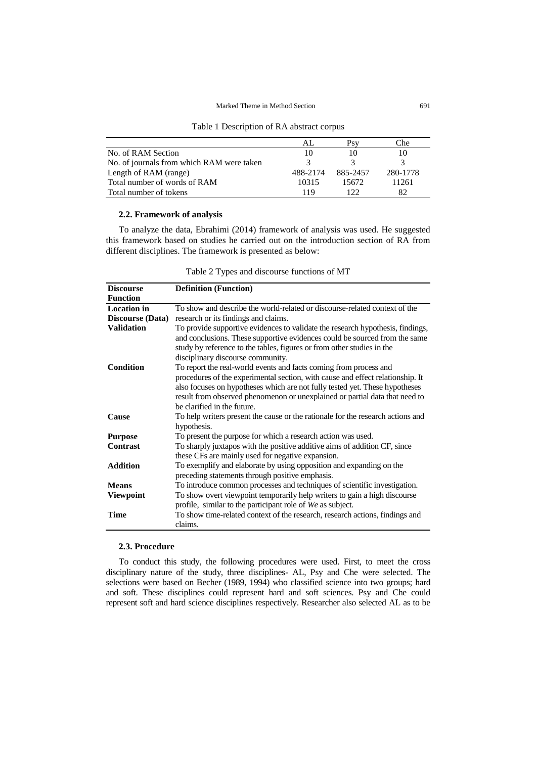Table 1 Description of RA abstract corpus

| | AL | Psy | Che |
|---|---|---|---|
| No. of RAM Section | 10 | 10 | 10 |
| No. of journals from which RAM were taken | 3 | 3 | 3 |
| Length of RAM (range) | 488-2174 | 885-2457 | 280-1778 |
| Total number of words of RAM | 10315 | 15672 | 11261 |
| Total number of tokens | 119 | 122 | 82 |

### 2.2. Framework of analysis

To analyze the data, Ebrahimi (2014) framework of analysis was used. He suggested this framework based on studies he carried out on the introduction section of RA from different disciplines. The framework is presented as below:

Table 2 Types and discourse functions of MT

| Discourse Function | Definition (Function) |
|---|---|
| **Location in Discourse (Data)** | To show and describe the world-related or discourse-related context of the research or its findings and claims. |
| **Validation** | To provide supportive evidences to validate the research hypothesis, findings, and conclusions. These supportive evidences could be sourced from the same study by reference to the tables, figures or from other studies in the disciplinary discourse community. |
| **Condition** | To report the real-world events and facts coming from process and procedures of the experimental section, with cause and effect relationship. It also focuses on hypotheses which are not fully tested yet. These hypotheses result from observed phenomenon or unexplained or partial data that need to be clarified in the future. |
| **Cause** | To help writers present the cause or the rationale for the research actions and hypothesis. |
| **Purpose** | To present the purpose for which a research action was used. |
| **Contrast** | To sharply juxtapos with the positive additive aims of addition CF, since these CFs are mainly used for negative expansion. |
| **Addition** | To exemplify and elaborate by using opposition and expanding on the preceding statements through positive emphasis. |
| **Means** | To introduce common processes and techniques of scientific investigation. |
| **Viewpoint** | To show overt viewpoint temporarily help writers to gain a high discourse profile, similar to the participant role of *We* as subject. |
| **Time** | To show time-related context of the research, research actions, findings and claims. |

### 2.3. Procedure

To conduct this study, the following procedures were used. First, to meet the cross disciplinary nature of the study, three disciplines- AL, Psy and Che were selected. The selections were based on Becher (1989, 1994) who classified science into two groups; hard and soft. These disciplines could represent hard and soft sciences. Psy and Che could represent soft and hard science disciplines respectively. Researcher also selected AL as to be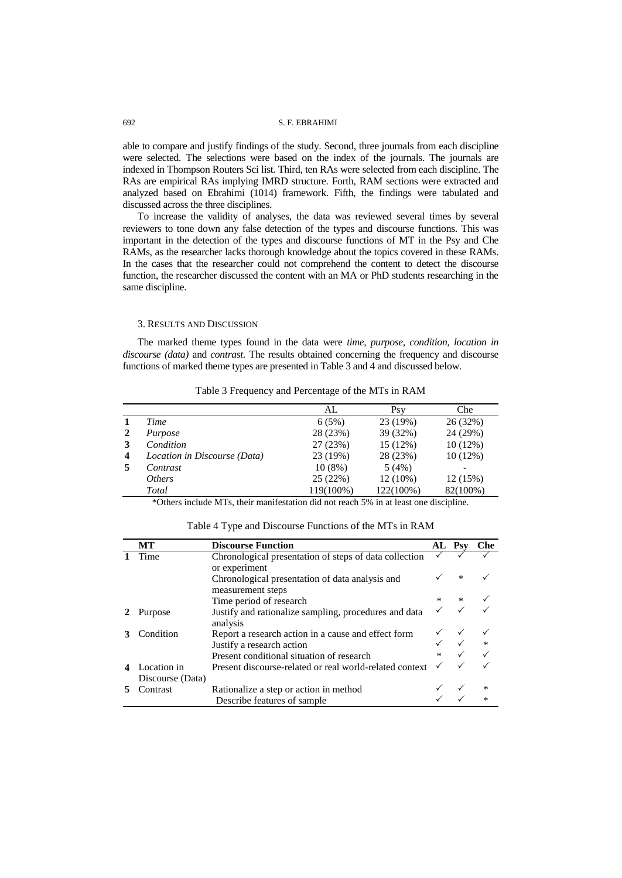able to compare and justify findings of the study. Second, three journals from each discipline were selected. The selections were based on the index of the journals. The journals are indexed in Thompson Routers Sci list. Third, ten RAs were selected from each discipline. The RAs are empirical RAs implying IMRD structure. Forth, RAM sections were extracted and analyzed based on Ebrahimi (1014) framework. Fifth, the findings were tabulated and discussed across the three disciplines.

To increase the validity of analyses, the data was reviewed several times by several reviewers to tone down any false detection of the types and discourse functions. This was important in the detection of the types and discourse functions of MT in the Psy and Che RAMs, as the researcher lacks thorough knowledge about the topics covered in these RAMs. In the cases that the researcher could not comprehend the content to detect the discourse function, the researcher discussed the content with an MA or PhD students researching in the same discipline.

## 3. Results and Discussion

The marked theme types found in the data were *time, purpose, condition, location in discourse (data)* and *contrast.* The results obtained concerning the frequency and discourse functions of marked theme types are presented in Table 3 and 4 and discussed below.

Table 3 Frequency and Percentage of the MTs in RAM

| | | AL | Psy | Che |
|---|---|---|---|---|
| **1** | *Time* | 6 (5%) | 23 (19%) | 26 (32%) |
| **2** | *Purpose* | 28 (23%) | 39 (32%) | 24 (29%) |
| **3** | *Condition* | 27 (23%) | 15 (12%) | 10 (12%) |
| **4** | *Location in Discourse (Data)* | 23 (19%) | 28 (23%) | 10 (12%) |
| **5** | *Contrast* | 10 (8%) | 5 (4%) | - |
| | *Others* | 25 (22%) | 12 (10%) | 12 (15%) |
| | *Total* | 119(100%) | 122(100%) | 82(100%) |

*Others include MTs, their manifestation did not reach 5% in at least one discipline.

Table 4 Type and Discourse Functions of the MTs in RAM

| | **MT** | **Discourse Function** | **AL** | **Psy** | **Che** |
|---|---|---|---|---|---|
| **1** | Time | Chronological presentation of steps of data collection or experiment | ✓ | ✓ | ✓ |
| | | Chronological presentation of data analysis and measurement steps | ✓ | * | ✓ |
| | | Time period of research | * | * | ✓ |
| **2** | Purpose | Justify and rationalize sampling, procedures and data analysis | ✓ | ✓ | ✓ |
| **3** | Condition | Report a research action in a cause and effect form | ✓ | ✓ | ✓ |
| | | Justify a research action | ✓ | ✓ | * |
| | | Present conditional situation of research | * | ✓ | ✓ |
| **4** | Location in Discourse (Data) | Present discourse-related or real world-related context | ✓ | ✓ | ✓ |
| **5** | Contrast | Rationalize a step or action in method | ✓ | ✓ | * |
| | | Describe features of sample | ✓ | ✓ | * |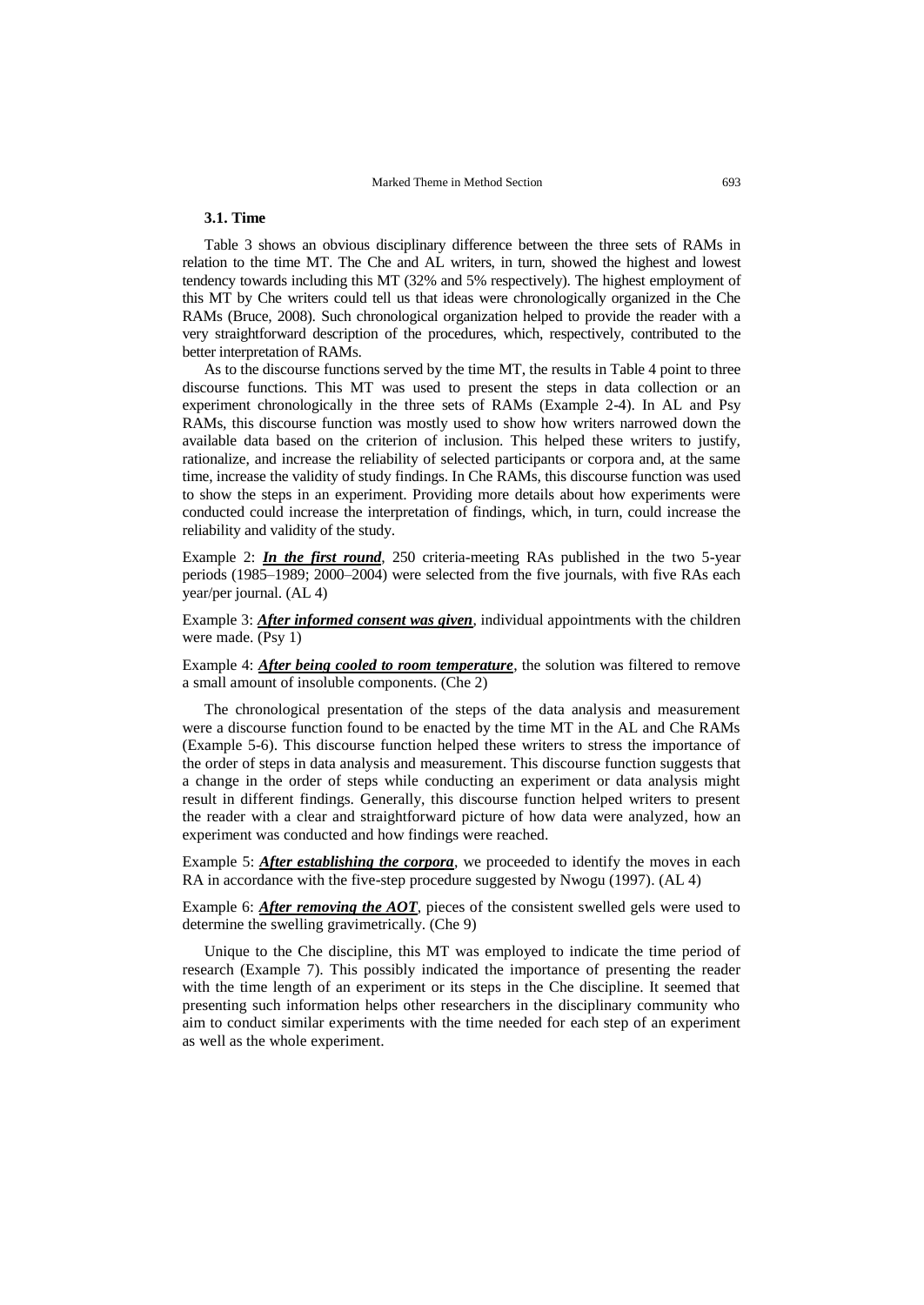### 3.1. Time

Table 3 shows an obvious disciplinary difference between the three sets of RAMs in relation to the time MT. The Che and AL writers, in turn, showed the highest and lowest tendency towards including this MT (32% and 5% respectively). The highest employment of this MT by Che writers could tell us that ideas were chronologically organized in the Che RAMs (Bruce, 2008). Such chronological organization helped to provide the reader with a very straightforward description of the procedures, which, respectively, contributed to the better interpretation of RAMs.

As to the discourse functions served by the time MT, the results in Table 4 point to three discourse functions. This MT was used to present the steps in data collection or an experiment chronologically in the three sets of RAMs (Example 2-4). In AL and Psy RAMs, this discourse function was mostly used to show how writers narrowed down the available data based on the criterion of inclusion. This helped these writers to justify, rationalize, and increase the reliability of selected participants or corpora and, at the same time, increase the validity of study findings. In Che RAMs, this discourse function was used to show the steps in an experiment. Providing more details about how experiments were conducted could increase the interpretation of findings, which, in turn, could increase the reliability and validity of the study.

Example 2: ***In the first round***, 250 criteria-meeting RAs published in the two 5-year periods (1985–1989; 2000–2004) were selected from the five journals, with five RAs each year/per journal. (AL 4)

Example 3: ***After informed consent was given***, individual appointments with the children were made. (Psy 1)

Example 4: ***After being cooled to room temperature***, the solution was filtered to remove a small amount of insoluble components. (Che 2)

The chronological presentation of the steps of the data analysis and measurement were a discourse function found to be enacted by the time MT in the AL and Che RAMs (Example 5-6). This discourse function helped these writers to stress the importance of the order of steps in data analysis and measurement. This discourse function suggests that a change in the order of steps while conducting an experiment or data analysis might result in different findings. Generally, this discourse function helped writers to present the reader with a clear and straightforward picture of how data were analyzed, how an experiment was conducted and how findings were reached.

Example 5: ***After establishing the corpora***, we proceeded to identify the moves in each RA in accordance with the five-step procedure suggested by Nwogu (1997). (AL 4)

Example 6: ***After removing the AOT***, pieces of the consistent swelled gels were used to determine the swelling gravimetrically. (Che 9)

Unique to the Che discipline, this MT was employed to indicate the time period of research (Example 7). This possibly indicated the importance of presenting the reader with the time length of an experiment or its steps in the Che discipline. It seemed that presenting such information helps other researchers in the disciplinary community who aim to conduct similar experiments with the time needed for each step of an experiment as well as the whole experiment.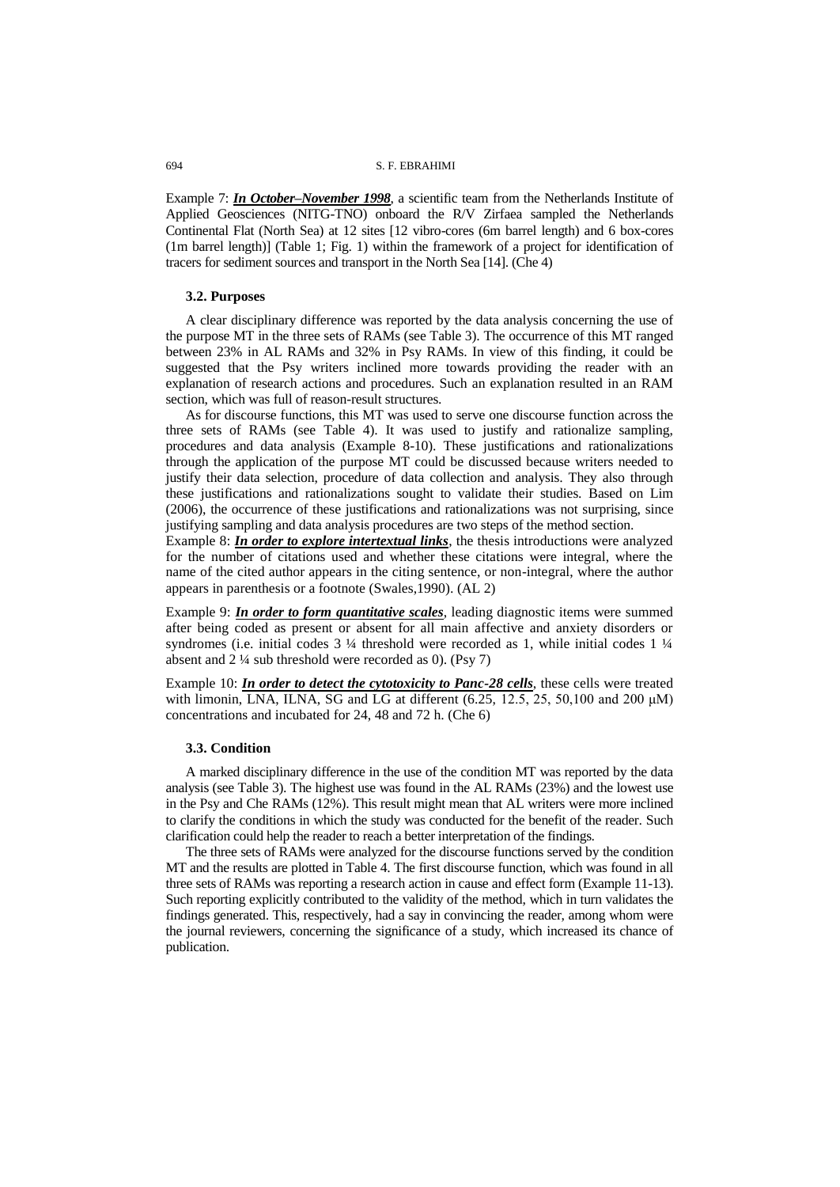Example 7: ***In October–November 1998***, a scientific team from the Netherlands Institute of Applied Geosciences (NITG-TNO) onboard the R/V Zirfaea sampled the Netherlands Continental Flat (North Sea) at 12 sites [12 vibro-cores (6m barrel length) and 6 box-cores (1m barrel length)] (Table 1; Fig. 1) within the framework of a project for identification of tracers for sediment sources and transport in the North Sea [14]. (Che 4)

### 3.2. Purposes

A clear disciplinary difference was reported by the data analysis concerning the use of the purpose MT in the three sets of RAMs (see Table 3). The occurrence of this MT ranged between 23% in AL RAMs and 32% in Psy RAMs. In view of this finding, it could be suggested that the Psy writers inclined more towards providing the reader with an explanation of research actions and procedures. Such an explanation resulted in an RAM section, which was full of reason-result structures.

As for discourse functions, this MT was used to serve one discourse function across the three sets of RAMs (see Table 4). It was used to justify and rationalize sampling, procedures and data analysis (Example 8-10). These justifications and rationalizations through the application of the purpose MT could be discussed because writers needed to justify their data selection, procedure of data collection and analysis. They also through these justifications and rationalizations sought to validate their studies. Based on Lim (2006), the occurrence of these justifications and rationalizations was not surprising, since justifying sampling and data analysis procedures are two steps of the method section.

Example 8: ***In order to explore intertextual links***, the thesis introductions were analyzed for the number of citations used and whether these citations were integral, where the name of the cited author appears in the citing sentence, or non-integral, where the author appears in parenthesis or a footnote (Swales,1990). (AL 2)

Example 9: ***In order to form quantitative scales***, leading diagnostic items were summed after being coded as present or absent for all main affective and anxiety disorders or syndromes (i.e. initial codes 3 ¼ threshold were recorded as 1, while initial codes 1 ¼ absent and 2 ¼ sub threshold were recorded as 0). (Psy 7)

Example 10: ***In order to detect the cytotoxicity to Panc-28 cells***, these cells were treated with limonin, LNA, ILNA, SG and LG at different (6.25, 12.5, 25, 50,100 and 200 μM) concentrations and incubated for 24, 48 and 72 h. (Che 6)

### 3.3. Condition

A marked disciplinary difference in the use of the condition MT was reported by the data analysis (see Table 3). The highest use was found in the AL RAMs (23%) and the lowest use in the Psy and Che RAMs (12%). This result might mean that AL writers were more inclined to clarify the conditions in which the study was conducted for the benefit of the reader. Such clarification could help the reader to reach a better interpretation of the findings.

The three sets of RAMs were analyzed for the discourse functions served by the condition MT and the results are plotted in Table 4. The first discourse function, which was found in all three sets of RAMs was reporting a research action in cause and effect form (Example 11-13). Such reporting explicitly contributed to the validity of the method, which in turn validates the findings generated. This, respectively, had a say in convincing the reader, among whom were the journal reviewers, concerning the significance of a study, which increased its chance of publication.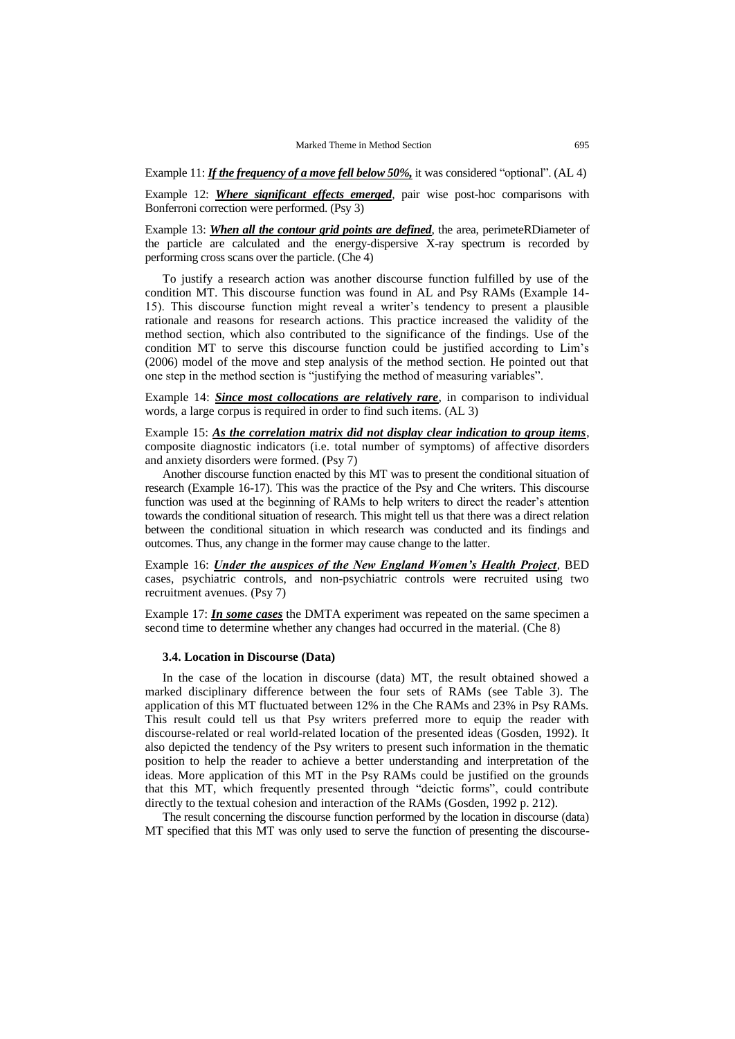Example 11: ***If the frequency of a move fell below 50%,*** it was considered "optional". (AL 4)

Example 12: ***Where significant effects emerged***, pair wise post-hoc comparisons with Bonferroni correction were performed. (Psy 3)

Example 13: ***When all the contour grid points are defined***, the area, perimeteRDiameter of the particle are calculated and the energy-dispersive X-ray spectrum is recorded by performing cross scans over the particle. (Che 4)

To justify a research action was another discourse function fulfilled by use of the condition MT. This discourse function was found in AL and Psy RAMs (Example 14-15). This discourse function might reveal a writer's tendency to present a plausible rationale and reasons for research actions. This practice increased the validity of the method section, which also contributed to the significance of the findings. Use of the condition MT to serve this discourse function could be justified according to Lim's (2006) model of the move and step analysis of the method section. He pointed out that one step in the method section is "justifying the method of measuring variables".

Example 14: ***Since most collocations are relatively rare***, in comparison to individual words, a large corpus is required in order to find such items. (AL 3)

Example 15: ***As the correlation matrix did not display clear indication to group items***, composite diagnostic indicators (i.e. total number of symptoms) of affective disorders and anxiety disorders were formed. (Psy 7)

Another discourse function enacted by this MT was to present the conditional situation of research (Example 16-17). This was the practice of the Psy and Che writers. This discourse function was used at the beginning of RAMs to help writers to direct the reader's attention towards the conditional situation of research. This might tell us that there was a direct relation between the conditional situation in which research was conducted and its findings and outcomes. Thus, any change in the former may cause change to the latter.

Example 16: ***Under the auspices of the New England Women's Health Project***, BED cases, psychiatric controls, and non-psychiatric controls were recruited using two recruitment avenues. (Psy 7)

Example 17: ***In some cases*** the DMTA experiment was repeated on the same specimen a second time to determine whether any changes had occurred in the material. (Che 8)

### 3.4. Location in Discourse (Data)

In the case of the location in discourse (data) MT, the result obtained showed a marked disciplinary difference between the four sets of RAMs (see Table 3). The application of this MT fluctuated between 12% in the Che RAMs and 23% in Psy RAMs. This result could tell us that Psy writers preferred more to equip the reader with discourse-related or real world-related location of the presented ideas (Gosden, 1992). It also depicted the tendency of the Psy writers to present such information in the thematic position to help the reader to achieve a better understanding and interpretation of the ideas. More application of this MT in the Psy RAMs could be justified on the grounds that this MT, which frequently presented through "deictic forms", could contribute directly to the textual cohesion and interaction of the RAMs (Gosden, 1992 p. 212).

The result concerning the discourse function performed by the location in discourse (data) MT specified that this MT was only used to serve the function of presenting the discourse-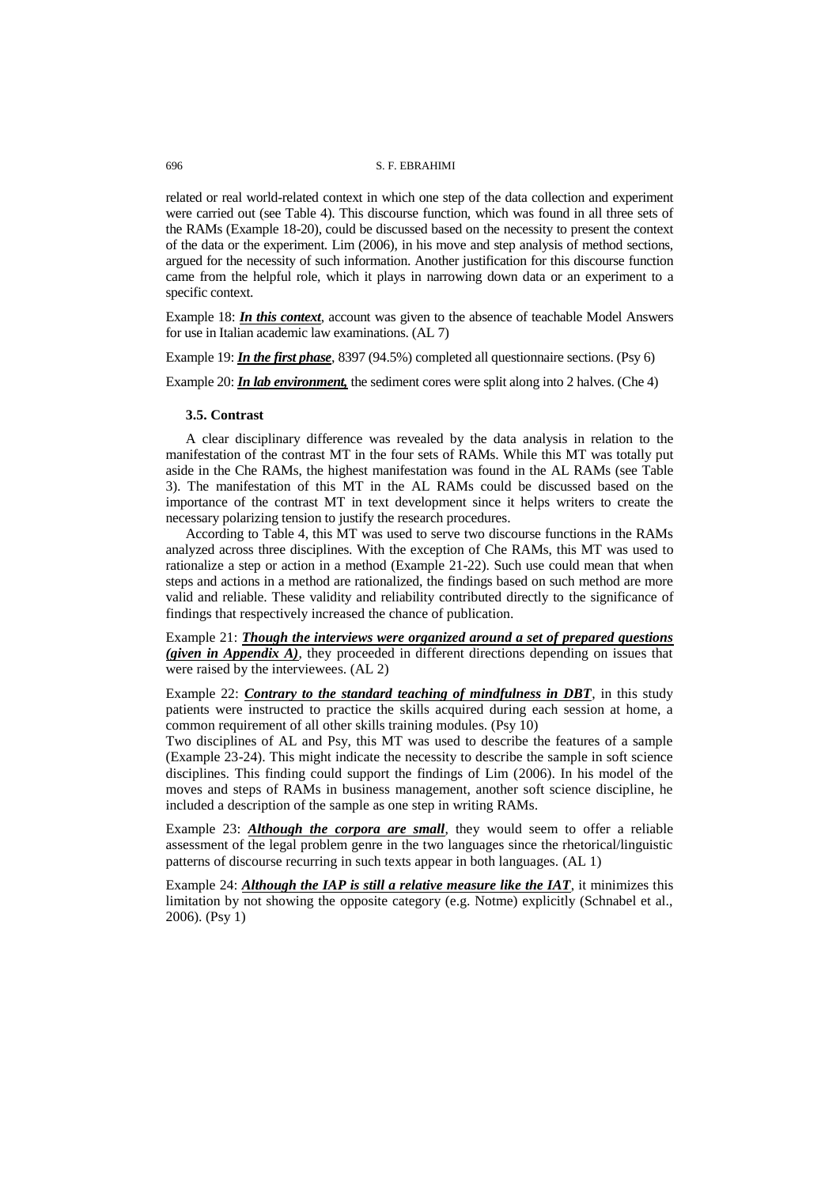related or real world-related context in which one step of the data collection and experiment were carried out (see Table 4). This discourse function, which was found in all three sets of the RAMs (Example 18-20), could be discussed based on the necessity to present the context of the data or the experiment. Lim (2006), in his move and step analysis of method sections, argued for the necessity of such information. Another justification for this discourse function came from the helpful role, which it plays in narrowing down data or an experiment to a specific context.

Example 18: ***<u>In this context</u>***, account was given to the absence of teachable Model Answers for use in Italian academic law examinations. (AL 7)

Example 19: ***<u>In the first phase</u>***, 8397 (94.5%) completed all questionnaire sections. (Psy 6)

Example 20: ***<u>In lab environment,</u>*** the sediment cores were split along into 2 halves. (Che 4)

### 3.5. Contrast

A clear disciplinary difference was revealed by the data analysis in relation to the manifestation of the contrast MT in the four sets of RAMs. While this MT was totally put aside in the Che RAMs, the highest manifestation was found in the AL RAMs (see Table 3). The manifestation of this MT in the AL RAMs could be discussed based on the importance of the contrast MT in text development since it helps writers to create the necessary polarizing tension to justify the research procedures.

According to Table 4, this MT was used to serve two discourse functions in the RAMs analyzed across three disciplines. With the exception of Che RAMs, this MT was used to rationalize a step or action in a method (Example 21-22). Such use could mean that when steps and actions in a method are rationalized, the findings based on such method are more valid and reliable. These validity and reliability contributed directly to the significance of findings that respectively increased the chance of publication.

Example 21: ***<u>Though the interviews were organized around a set of prepared questions (given in Appendix A)</u>***, they proceeded in different directions depending on issues that were raised by the interviewees. (AL 2)

Example 22: ***<u>Contrary to the standard teaching of mindfulness in DBT</u>***, in this study patients were instructed to practice the skills acquired during each session at home, a common requirement of all other skills training modules. (Psy 10)

Two disciplines of AL and Psy, this MT was used to describe the features of a sample (Example 23-24). This might indicate the necessity to describe the sample in soft science disciplines. This finding could support the findings of Lim (2006). In his model of the moves and steps of RAMs in business management, another soft science discipline, he included a description of the sample as one step in writing RAMs.

Example 23: ***<u>Although the corpora are small</u>***, they would seem to offer a reliable assessment of the legal problem genre in the two languages since the rhetorical/linguistic patterns of discourse recurring in such texts appear in both languages. (AL 1)

Example 24: ***<u>Although the IAP is still a relative measure like the IAT</u>***, it minimizes this limitation by not showing the opposite category (e.g. Notme) explicitly (Schnabel et al., 2006). (Psy 1)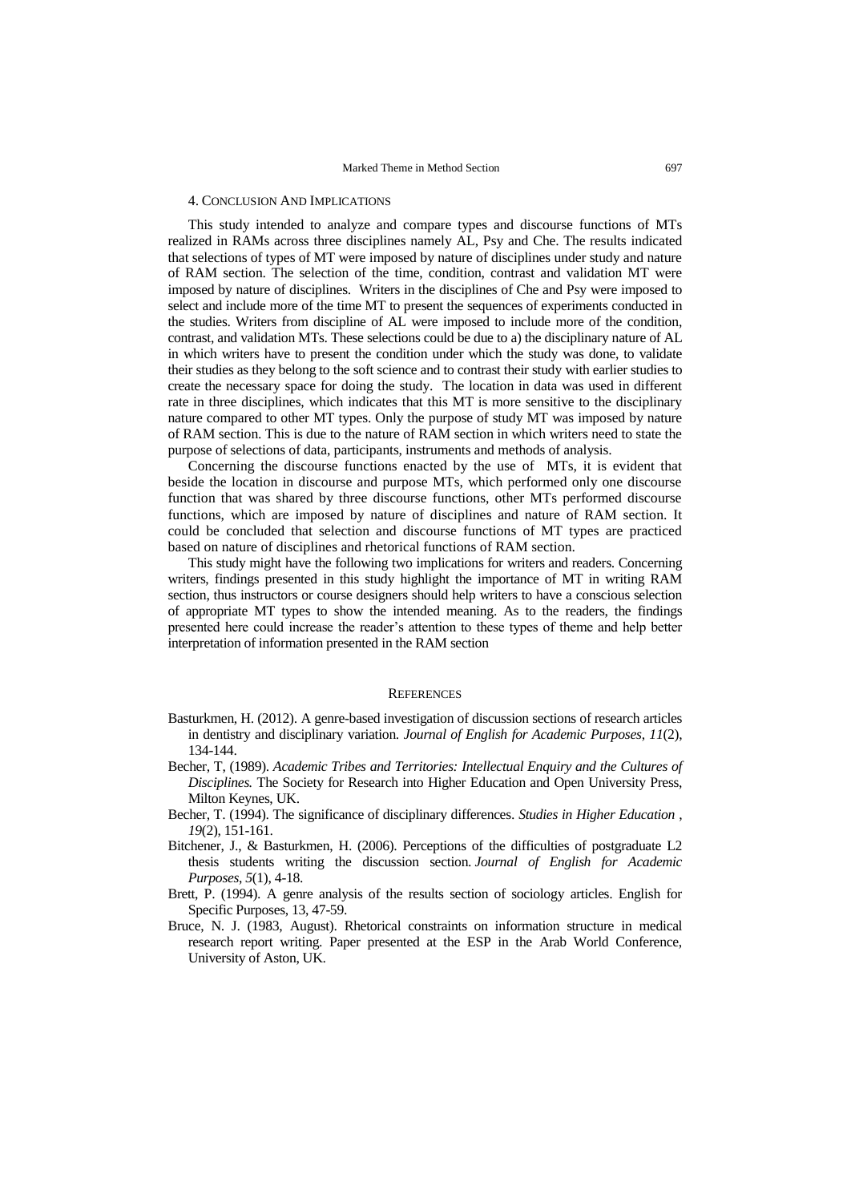## 4. Conclusion And Implications

This study intended to analyze and compare types and discourse functions of MTs realized in RAMs across three disciplines namely AL, Psy and Che. The results indicated that selections of types of MT were imposed by nature of disciplines under study and nature of RAM section. The selection of the time, condition, contrast and validation MT were imposed by nature of disciplines. Writers in the disciplines of Che and Psy were imposed to select and include more of the time MT to present the sequences of experiments conducted in the studies. Writers from discipline of AL were imposed to include more of the condition, contrast, and validation MTs. These selections could be due to a) the disciplinary nature of AL in which writers have to present the condition under which the study was done, to validate their studies as they belong to the soft science and to contrast their study with earlier studies to create the necessary space for doing the study. The location in data was used in different rate in three disciplines, which indicates that this MT is more sensitive to the disciplinary nature compared to other MT types. Only the purpose of study MT was imposed by nature of RAM section. This is due to the nature of RAM section in which writers need to state the purpose of selections of data, participants, instruments and methods of analysis.

Concerning the discourse functions enacted by the use of MTs, it is evident that beside the location in discourse and purpose MTs, which performed only one discourse function that was shared by three discourse functions, other MTs performed discourse functions, which are imposed by nature of disciplines and nature of RAM section. It could be concluded that selection and discourse functions of MT types are practiced based on nature of disciplines and rhetorical functions of RAM section.

This study might have the following two implications for writers and readers. Concerning writers, findings presented in this study highlight the importance of MT in writing RAM section, thus instructors or course designers should help writers to have a conscious selection of appropriate MT types to show the intended meaning. As to the readers, the findings presented here could increase the reader's attention to these types of theme and help better interpretation of information presented in the RAM section

## References

Basturkmen, H. (2012). A genre-based investigation of discussion sections of research articles in dentistry and disciplinary variation. *Journal of English for Academic Purposes, 11*(2), 134-144.

Becher, T, (1989). *Academic Tribes and Territories: Intellectual Enquiry and the Cultures of Disciplines.* The Society for Research into Higher Education and Open University Press, Milton Keynes, UK.

Becher, T. (1994). The significance of disciplinary differences. *Studies in Higher Education* , *19*(2), 151-161.

Bitchener, J., & Basturkmen, H. (2006). Perceptions of the difficulties of postgraduate L2 thesis students writing the discussion section. *Journal of English for Academic Purposes*, *5*(1), 4-18.

Brett, P. (1994). A genre analysis of the results section of sociology articles. English for Specific Purposes, 13, 47-59.

Bruce, N. J. (1983, August). Rhetorical constraints on information structure in medical research report writing. Paper presented at the ESP in the Arab World Conference, University of Aston, UK.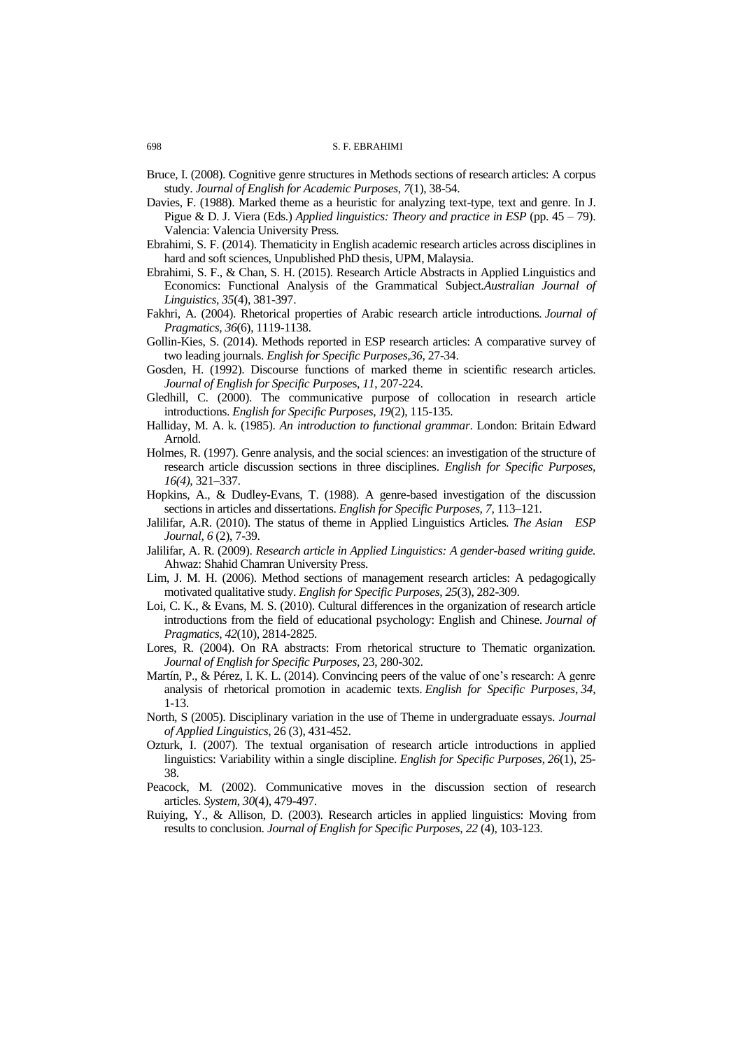Bruce, I. (2008). Cognitive genre structures in Methods sections of research articles: A corpus study. *Journal of English for Academic Purposes*, *7*(1), 38-54.

Davies, F. (1988). Marked theme as a heuristic for analyzing text-type, text and genre. In J. Pigue & D. J. Viera (Eds.) *Applied linguistics: Theory and practice in ESP* (pp. 45 – 79). Valencia: Valencia University Press.

Ebrahimi, S. F. (2014). Thematicity in English academic research articles across disciplines in hard and soft sciences, Unpublished PhD thesis, UPM, Malaysia.

Ebrahimi, S. F., & Chan, S. H. (2015). Research Article Abstracts in Applied Linguistics and Economics: Functional Analysis of the Grammatical Subject.*Australian Journal of Linguistics*, *35*(4), 381-397.

Fakhri, A. (2004). Rhetorical properties of Arabic research article introductions. *Journal of Pragmatics*, *36*(6), 1119-1138.

Gollin-Kies, S. (2014). Methods reported in ESP research articles: A comparative survey of two leading journals. *English for Specific Purposes*,*36*, 27-34.

Gosden, H. (1992). Discourse functions of marked theme in scientific research articles. *Journal of English for Specific Purposes*, *11*, 207-224.

Gledhill, C. (2000). The communicative purpose of collocation in research article introductions. *English for Specific Purposes*, *19*(2), 115-135.

Halliday, M. A. k. (1985). *An introduction to functional grammar*. London: Britain Edward Arnold.

Holmes, R. (1997). Genre analysis, and the social sciences: an investigation of the structure of research article discussion sections in three disciplines. *English for Specific Purposes, 16(4),* 321–337.

Hopkins, A., & Dudley-Evans, T. (1988). A genre-based investigation of the discussion sections in articles and dissertations. *English for Specific Purposes, 7,* 113–121.

Jalilifar, A.R. (2010). The status of theme in Applied Linguistics Articles. *The Asian ESP Journal*, *6* (2), 7-39.

Jalilifar, A. R. (2009). *Research article in Applied Linguistics: A gender-based writing guide.* Ahwaz: Shahid Chamran University Press.

Lim, J. M. H. (2006). Method sections of management research articles: A pedagogically motivated qualitative study. *English for Specific Purposes*, *25*(3), 282-309.

Loi, C. K., & Evans, M. S. (2010). Cultural differences in the organization of research article introductions from the field of educational psychology: English and Chinese. *Journal of Pragmatics*, *42*(10), 2814-2825.

Lores, R. (2004). On RA abstracts: From rhetorical structure to Thematic organization. *Journal of English for Specific Purposes,* 23, 280-302.

Martín, P., & Pérez, I. K. L. (2014). Convincing peers of the value of one's research: A genre analysis of rhetorical promotion in academic texts. *English for Specific Purposes*, *34*, 1-13.

North, S (2005). Disciplinary variation in the use of Theme in undergraduate essays. *Journal of Applied Linguistics*, 26 (3), 431-452.

Ozturk, I. (2007). The textual organisation of research article introductions in applied linguistics: Variability within a single discipline. *English for Specific Purposes*, *26*(1), 25-38.

Peacock, M. (2002). Communicative moves in the discussion section of research articles. *System*, *30*(4), 479-497.

Ruiying, Y., & Allison, D. (2003). Research articles in applied linguistics: Moving from results to conclusion. *Journal of English for Specific Purposes*, *22* (4), 103-123.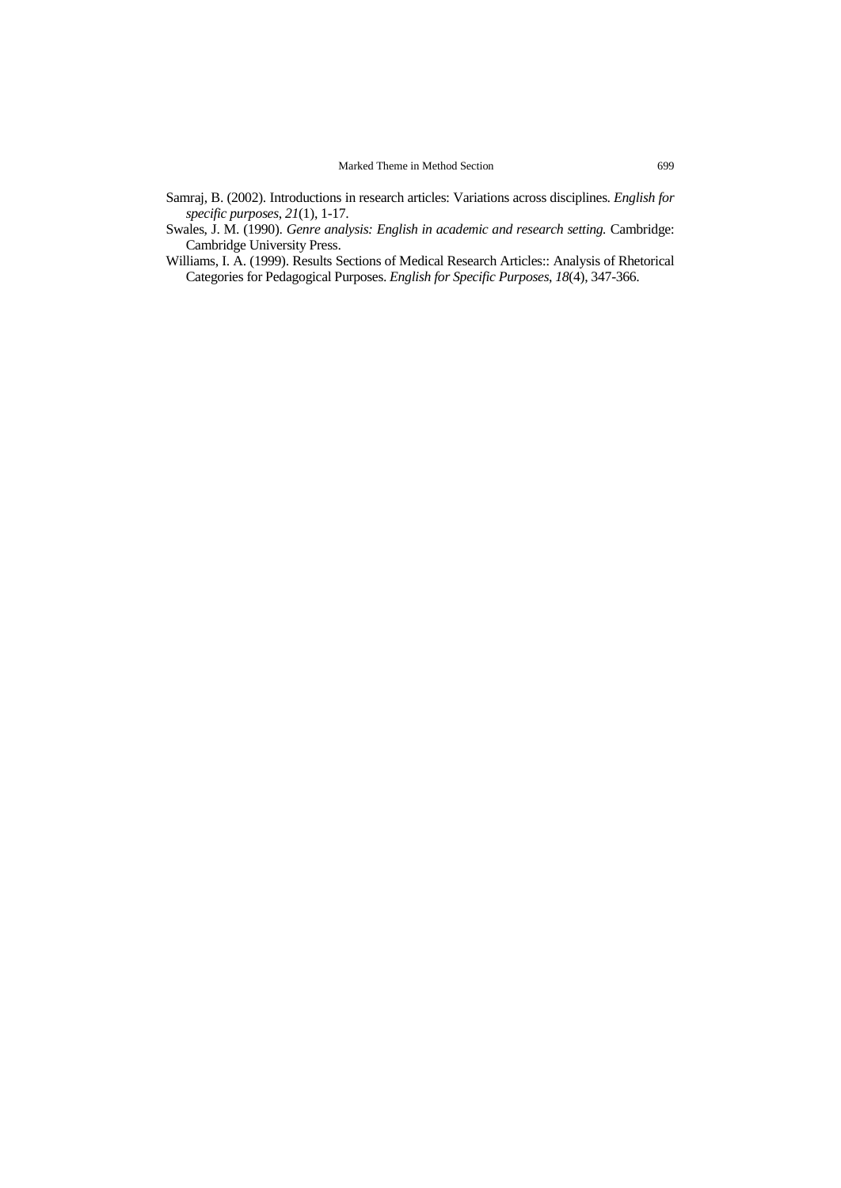Samraj, B. (2002). Introductions in research articles: Variations across disciplines. *English for specific purposes*, *21*(1), 1-17.

Swales, J. M. (1990). *Genre analysis: English in academic and research setting.* Cambridge: Cambridge University Press.

Williams, I. A. (1999). Results Sections of Medical Research Articles:: Analysis of Rhetorical Categories for Pedagogical Purposes. *English for Specific Purposes*, *18*(4), 347-366.